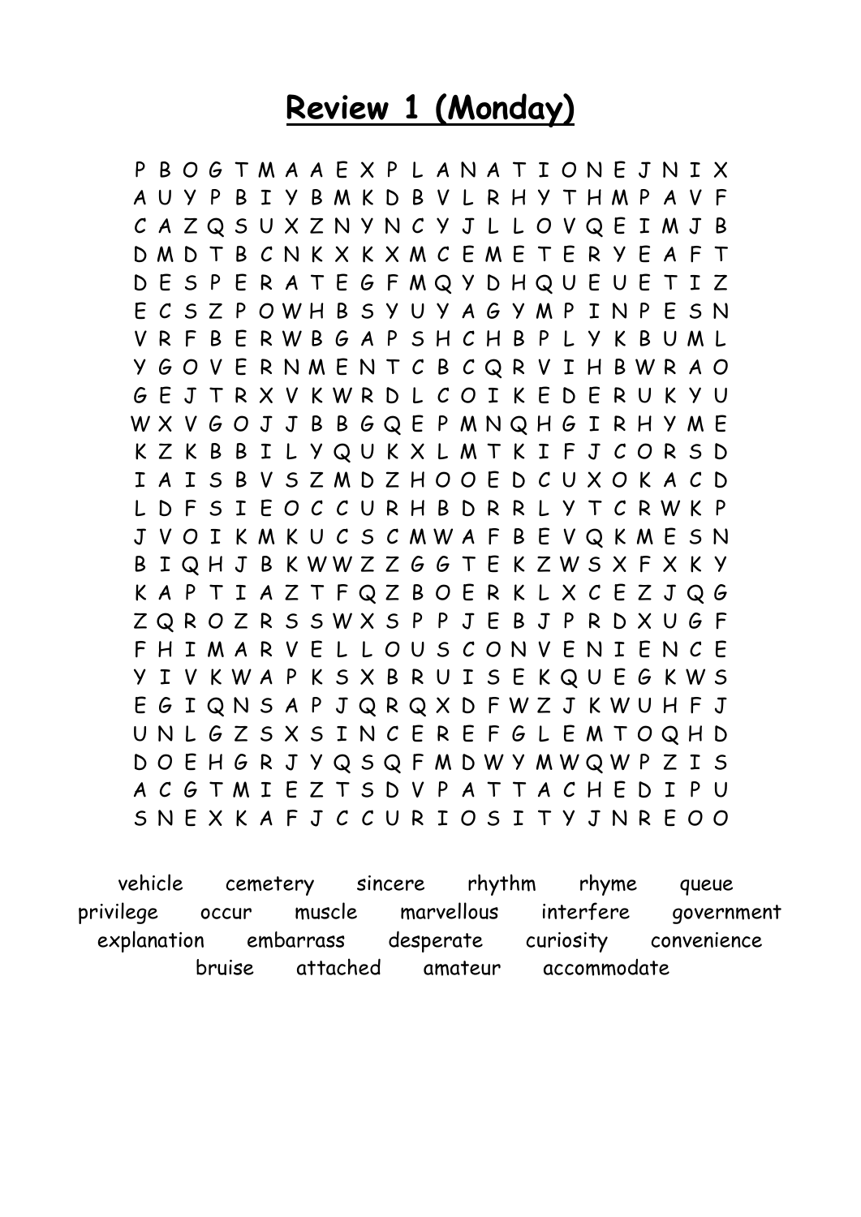# Review 1 (Monday)

```
P B O G T M A A E X P L A N A T I O N E J N I X
A U Y P B I Y B M K D B V L R H Y T H M P A V F
C A Z Q S U X Z N Y N C Y J L L O V Q E I M J B
D M D T B C N K X K X M C E M E T E R Y E A F T
D E S P E R A T E G F M Q Y D H Q U E U E T I Z
E C S Z P O W H B S Y U Y A G Y M P I N P E S N
V R F B E R W B G A P S H C H B P L Y K B U M L
Y G O V E R N M E N T C B C Q R V I H B W R A O
G E J T R X V K W R D L C O I K E D E R U K Y U
W X V G O J J B B G Q E P M N Q H G I R H Y M E
K Z K B B I L Y Q U K X L M T K I F J C O R S D
I A I S B V S Z M D Z H O O E D C U X O K A C D
L D F S I E O C C U R H B D R R L Y T C R W K P
J V O I K M K U C S C M W A F B E V Q K M E S N
B I Q H J B K W W Z Z G G T E K Z W S X F X K Y
K A P T I A Z T F Q Z B O E R K L X C E Z J Q G
Z Q R O Z R S S W X S P P J E B J P R D X U G F
F H I M A R V E L L O U S C O N V E N I E N C E
Y I V K W A P K S X B R U I S E K Q U E G K W S
E G I Q N S A P J Q R Q X D F W Z J K W U H F J
U N L G Z S X S I N C E R E F G L E M T O Q H D
D O E H G R J Y Q S Q F M D W Y M W Q W P Z I S
A C G T M I E Z T S D V P A T T A C H E D I P U
S N E X K A F J C C U R I O S I T Y J N R E O O
```

vehicle    cemetery    sincere    rhythm    rhyme    queue
privilege    occur    muscle    marvellous    interfere    government
explanation    embarrass    desperate    curiosity    convenience
bruise    attached    amateur    accommodate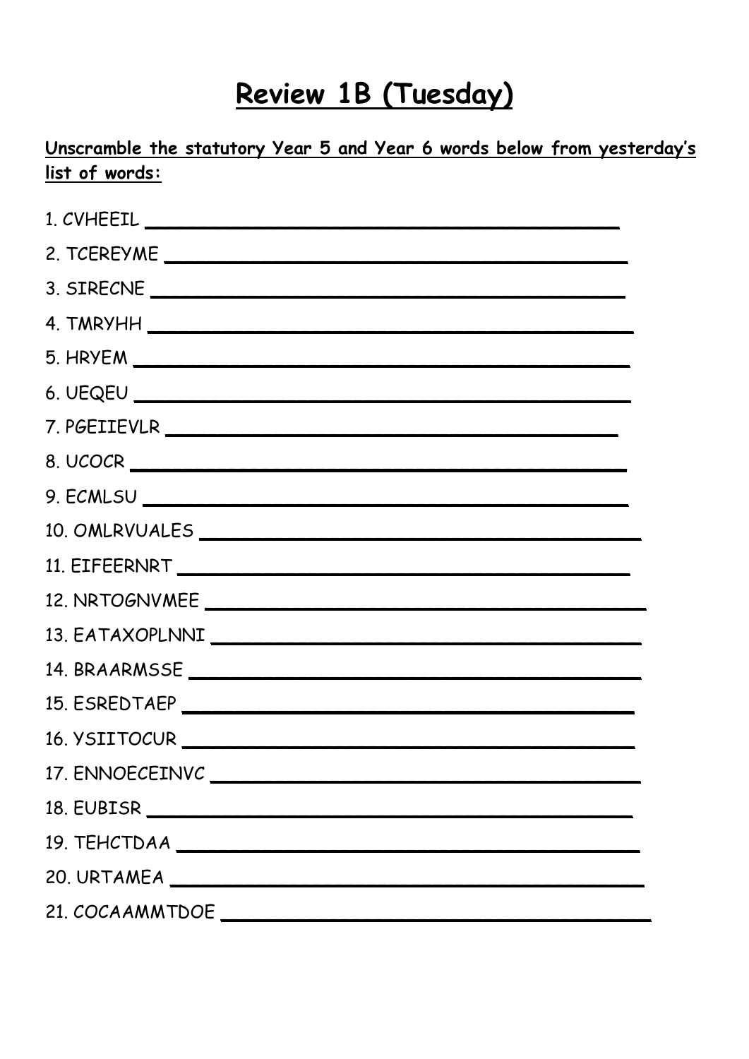# Review 1B (Tuesday)

**Unscramble the statutory Year 5 and Year 6 words below from yesterday's list of words:**

1. CVHEEIL ______________________________________________
2. TCEREYME ______________________________________________
3. SIRECNE ______________________________________________
4. TMRYHH ______________________________________________
5. HRYEM ______________________________________________
6. UEQEU ______________________________________________
7. PGEIIEVLR ______________________________________________
8. UCOCR ______________________________________________
9. ECMLSU ______________________________________________
10. OMLRVUALES ______________________________________________
11. EIFEERNRT ______________________________________________
12. NRTOGNVMEE ______________________________________________
13. EATAXOPLNNI ______________________________________________
14. BRAARMSSE ______________________________________________
15. ESREDTAEP ______________________________________________
16. YSIITOCUR ______________________________________________
17. ENNOECEINVC ______________________________________________
18. EUBISR ______________________________________________
19. TEHCTDAA ______________________________________________
20. URTAMEA ______________________________________________
21. COCAAMMTDOE ______________________________________________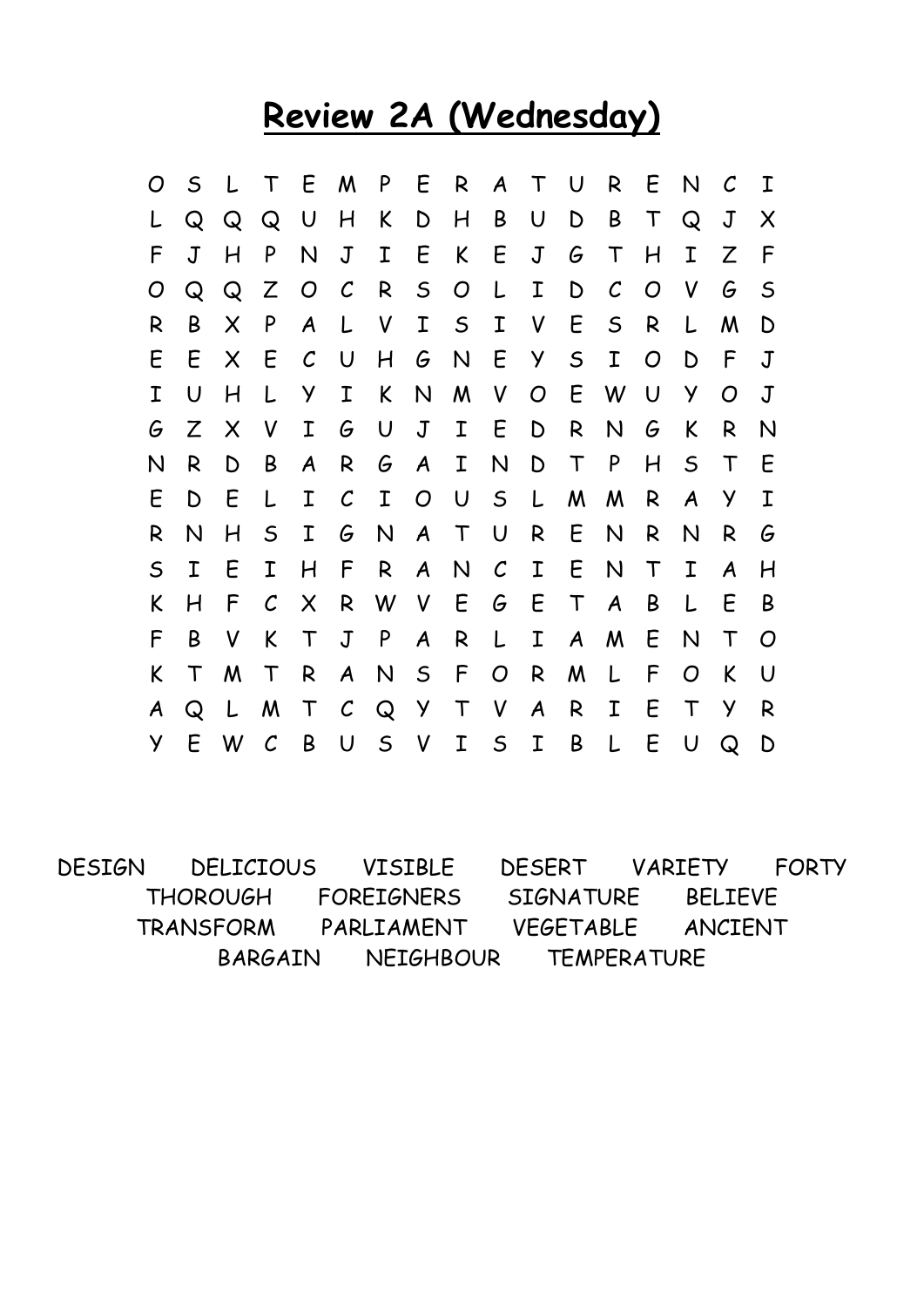# Review 2A (Wednesday)

```
O S L T E M P E R A T U R E N C I
L Q Q Q U H K D H B U D B T Q J X
F J H P N J I E K E J G T H I Z F
O Q Q Z O C R S O L I D C O V G S
R B X P A L V I S I V E S R L M D
E E X E C U H G N E Y S I O D F J
I U H L Y I K N M V O E W U Y O J
G Z X V I G U J I E D R N G K R N
N R D B A R G A I N D T P H S T E
E D E L I C I O U S L M M R A Y I
R N H S I G N A T U R E N R N R G
S I E I H F R A N C I E N T I A H
K H F C X R W V E G E T A B L E B
F B V K T J P A R L I A M E N T O
K T M T R A N S F O R M L F O K U
A Q L M T C Q Y T V A R I E T Y R
Y E W C B U S V I S I B L E U Q D
```

DESIGN DELICIOUS VISIBLE DESERT VARIETY FORTY
THOROUGH FOREIGNERS SIGNATURE BELIEVE
TRANSFORM PARLIAMENT VEGETABLE ANCIENT
BARGAIN NEIGHBOUR TEMPERATURE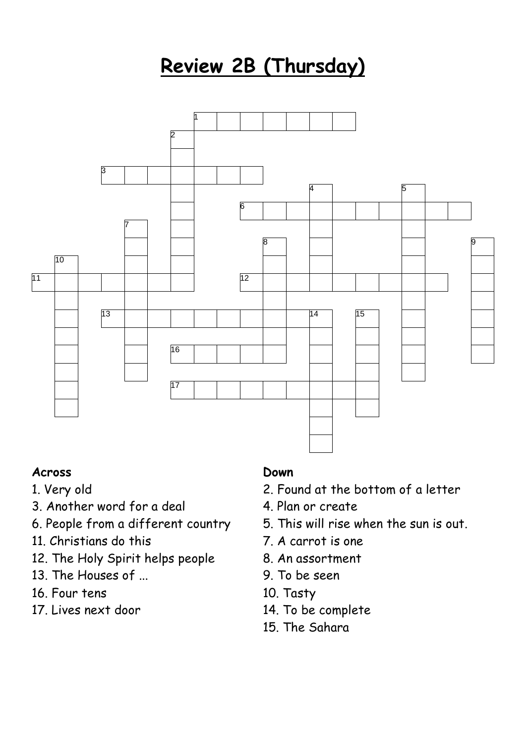# Review 2B (Thursday)

**Across**

1. Very old
3. Another word for a deal
6. People from a different country
11. Christians do this
12. The Holy Spirit helps people
13. The Houses of ...
16. Four tens
17. Lives next door

**Down**

2. Found at the bottom of a letter
4. Plan or create
5. This will rise when the sun is out.
7. A carrot is one
8. An assortment
9. To be seen
10. Tasty
14. To be complete
15. The Sahara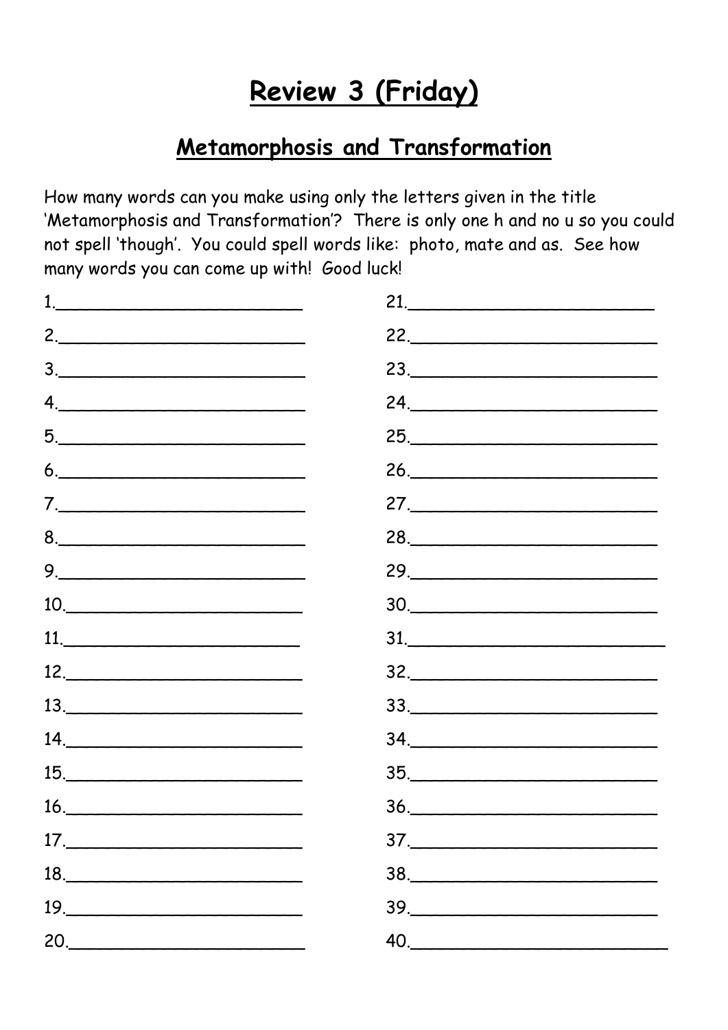# Review 3 (Friday)

## Metamorphosis and Transformation

How many words can you make using only the letters given in the title 'Metamorphosis and Transformation'? There is only one h and no u so you could not spell 'though'. You could spell words like: photo, mate and as. See how many words you can come up with! Good luck!

1.________________________ 21.________________________

2.________________________ 22.________________________

3.________________________ 23.________________________

4.________________________ 24.________________________

5.________________________ 25.________________________

6.________________________ 26.________________________

7.________________________ 27.________________________

8.________________________ 28.________________________

9.________________________ 29.________________________

10.________________________ 30.________________________

11.________________________ 31.________________________

12.________________________ 32.________________________

13.________________________ 33.________________________

14.________________________ 34.________________________

15.________________________ 35.________________________

16.________________________ 36.________________________

17.________________________ 37.________________________

18.________________________ 38.________________________

19.________________________ 39.________________________

20.________________________ 40.________________________